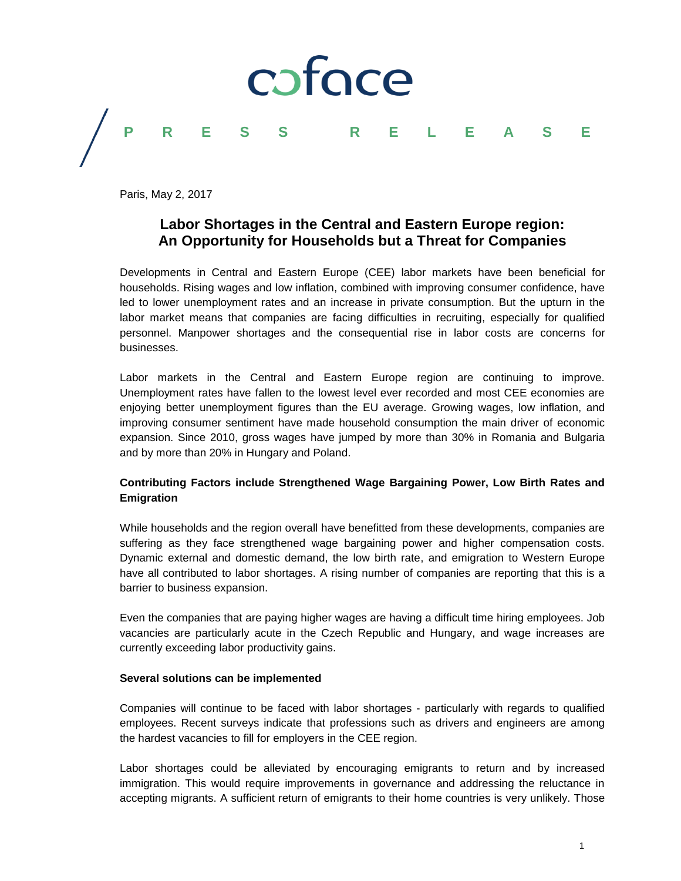coface

PRESS RELEASE

Paris, May 2, 2017

# Labor Shortages in the Central and Eastern Europe region: An Opportunity for Households but a Threat for Companies

Developments in Central and Eastern Europe (CEE) labor markets have been beneficial for households. Rising wages and low inflation, combined with improving consumer confidence, have led to lower unemployment rates and an increase in private consumption. But the upturn in the labor market means that companies are facing difficulties in recruiting, especially for qualified personnel. Manpower shortages and the consequential rise in labor costs are concerns for businesses.

Labor markets in the Central and Eastern Europe region are continuing to improve. Unemployment rates have fallen to the lowest level ever recorded and most CEE economies are enjoying better unemployment figures than the EU average. Growing wages, low inflation, and improving consumer sentiment have made household consumption the main driver of economic expansion. Since 2010, gross wages have jumped by more than 30% in Romania and Bulgaria and by more than 20% in Hungary and Poland.

**Contributing Factors include Strengthened Wage Bargaining Power, Low Birth Rates and Emigration**

While households and the region overall have benefitted from these developments, companies are suffering as they face strengthened wage bargaining power and higher compensation costs. Dynamic external and domestic demand, the low birth rate, and emigration to Western Europe have all contributed to labor shortages. A rising number of companies are reporting that this is a barrier to business expansion.

Even the companies that are paying higher wages are having a difficult time hiring employees. Job vacancies are particularly acute in the Czech Republic and Hungary, and wage increases are currently exceeding labor productivity gains.

**Several solutions can be implemented**

Companies will continue to be faced with labor shortages - particularly with regards to qualified employees. Recent surveys indicate that professions such as drivers and engineers are among the hardest vacancies to fill for employers in the CEE region.

Labor shortages could be alleviated by encouraging emigrants to return and by increased immigration. This would require improvements in governance and addressing the reluctance in accepting migrants. A sufficient return of emigrants to their home countries is very unlikely. Those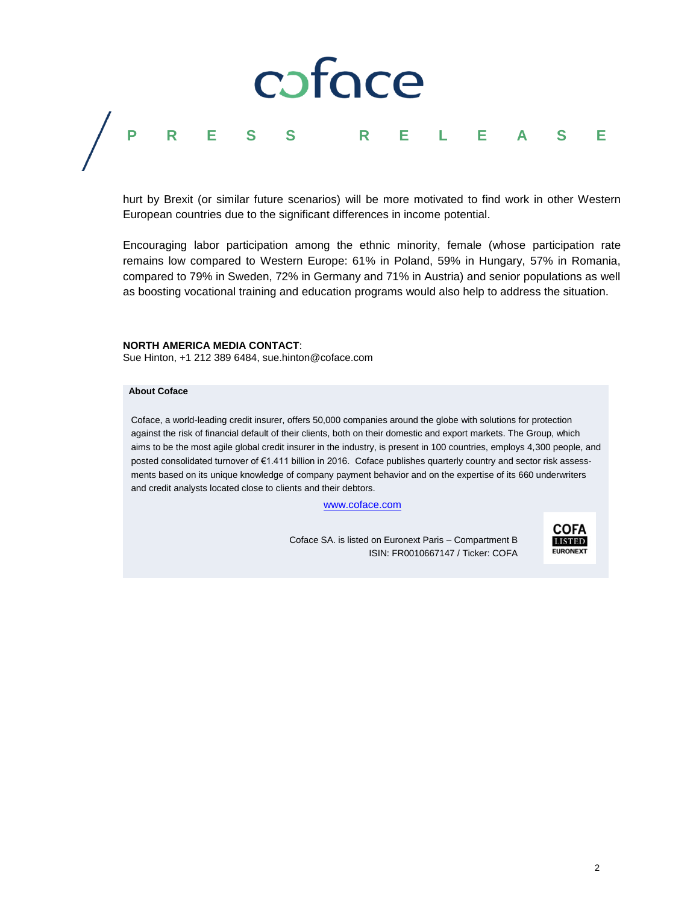hurt by Brexit (or similar future scenarios) will be more motivated to find work in other Western European countries due to the significant differences in income potential.

Encouraging labor participation among the ethnic minority, female (whose participation rate remains low compared to Western Europe: 61% in Poland, 59% in Hungary, 57% in Romania, compared to 79% in Sweden, 72% in Germany and 71% in Austria) and senior populations as well as boosting vocational training and education programs would also help to address the situation.

**NORTH AMERICA MEDIA CONTACT**:
Sue Hinton, +1 212 389 6484, sue.hinton@coface.com

**About Coface**

Coface, a world-leading credit insurer, offers 50,000 companies around the globe with solutions for protection against the risk of financial default of their clients, both on their domestic and export markets. The Group, which aims to be the most agile global credit insurer in the industry, is present in 100 countries, employs 4,300 people, and posted consolidated turnover of €1.411 billion in 2016. Coface publishes quarterly country and sector risk assessments based on its unique knowledge of company payment behavior and on the expertise of its 660 underwriters and credit analysts located close to clients and their debtors.

www.coface.com

Coface SA. is listed on Euronext Paris – Compartment B
ISIN: FR0010667147 / Ticker: COFA

COFA LISTED EURONEXT